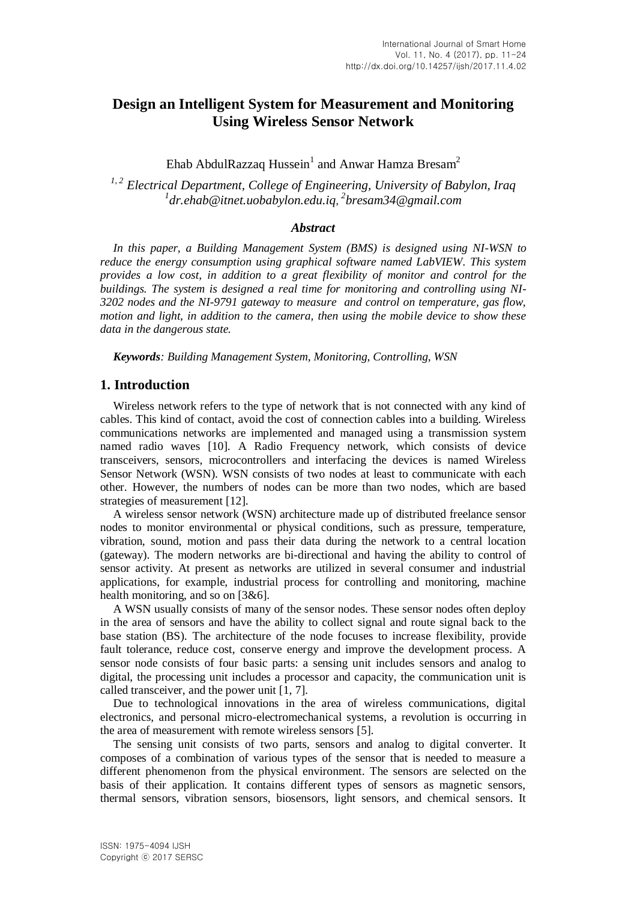# Design an Intelligent System for Measurement and Monitoring Using Wireless Sensor Network

Ehab AbdulRazzaq Hussein[1] and Anwar Hamza Bresam[2]

*[1,2] Electrical Department, College of Engineering, University of Babylon, Iraq*
*[1]dr.ehab@itnet.uobabylon.edu.iq, [2]bresam34@gmail.com*

### *Abstract*

*In this paper, a Building Management System (BMS) is designed using NI-WSN to reduce the energy consumption using graphical software named LabVIEW. This system provides a low cost, in addition to a great flexibility of monitor and control for the buildings. The system is designed a real time for monitoring and controlling using NI-3202 nodes and the NI-9791 gateway to measure and control on temperature, gas flow, motion and light, in addition to the camera, then using the mobile device to show these data in the dangerous state.*

***Keywords**: Building Management System, Monitoring, Controlling, WSN*

## 1. Introduction

Wireless network refers to the type of network that is not connected with any kind of cables. This kind of contact, avoid the cost of connection cables into a building. Wireless communications networks are implemented and managed using a transmission system named radio waves [10]. A Radio Frequency network, which consists of device transceivers, sensors, microcontrollers and interfacing the devices is named Wireless Sensor Network (WSN). WSN consists of two nodes at least to communicate with each other. However, the numbers of nodes can be more than two nodes, which are based strategies of measurement [12].

A wireless sensor network (WSN) architecture made up of distributed freelance sensor nodes to monitor environmental or physical conditions, such as pressure, temperature, vibration, sound, motion and pass their data during the network to a central location (gateway). The modern networks are bi-directional and having the ability to control of sensor activity. At present as networks are utilized in several consumer and industrial applications, for example, industrial process for controlling and monitoring, machine health monitoring, and so on [3&6].

A WSN usually consists of many of the sensor nodes. These sensor nodes often deploy in the area of sensors and have the ability to collect signal and route signal back to the base station (BS). The architecture of the node focuses to increase flexibility, provide fault tolerance, reduce cost, conserve energy and improve the development process. A sensor node consists of four basic parts: a sensing unit includes sensors and analog to digital, the processing unit includes a processor and capacity, the communication unit is called transceiver, and the power unit [1, 7].

Due to technological innovations in the area of wireless communications, digital electronics, and personal micro-electromechanical systems, a revolution is occurring in the area of measurement with remote wireless sensors [5].

The sensing unit consists of two parts, sensors and analog to digital converter. It composes of a combination of various types of the sensor that is needed to measure a different phenomenon from the physical environment. The sensors are selected on the basis of their application. It contains different types of sensors as magnetic sensors, thermal sensors, vibration sensors, biosensors, light sensors, and chemical sensors. It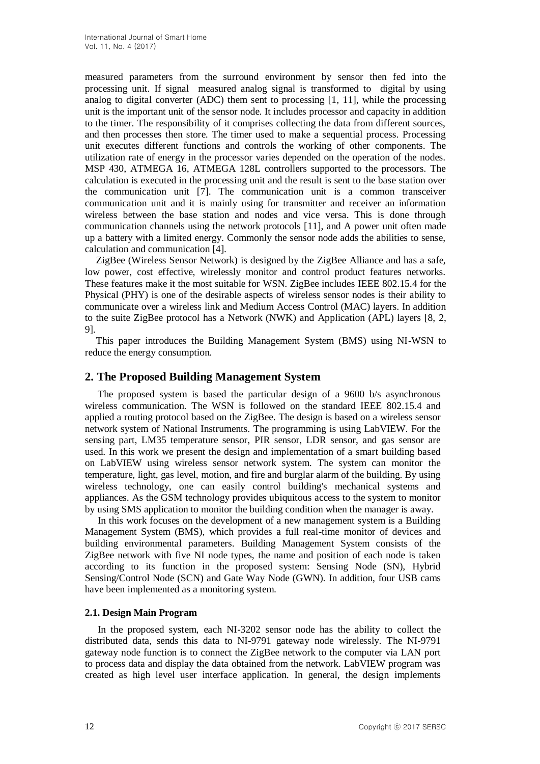measured parameters from the surround environment by sensor then fed into the processing unit. If signal measured analog signal is transformed to digital by using analog to digital converter (ADC) them sent to processing [1, 11], while the processing unit is the important unit of the sensor node. It includes processor and capacity in addition to the timer. The responsibility of it comprises collecting the data from different sources, and then processes then store. The timer used to make a sequential process. Processing unit executes different functions and controls the working of other components. The utilization rate of energy in the processor varies depended on the operation of the nodes. MSP 430, ATMEGA 16, ATMEGA 128L controllers supported to the processors. The calculation is executed in the processing unit and the result is sent to the base station over the communication unit [7]. The communication unit is a common transceiver communication unit and it is mainly using for transmitter and receiver an information wireless between the base station and nodes and vice versa. This is done through communication channels using the network protocols [11], and A power unit often made up a battery with a limited energy. Commonly the sensor node adds the abilities to sense, calculation and communication [4].

ZigBee (Wireless Sensor Network) is designed by the ZigBee Alliance and has a safe, low power, cost effective, wirelessly monitor and control product features networks. These features make it the most suitable for WSN. ZigBee includes IEEE 802.15.4 for the Physical (PHY) is one of the desirable aspects of wireless sensor nodes is their ability to communicate over a wireless link and Medium Access Control (MAC) layers. In addition to the suite ZigBee protocol has a Network (NWK) and Application (APL) layers [8, 2, 9].

This paper introduces the Building Management System (BMS) using NI-WSN to reduce the energy consumption.

## 2. The Proposed Building Management System

The proposed system is based the particular design of a 9600 b/s asynchronous wireless communication. The WSN is followed on the standard IEEE 802.15.4 and applied a routing protocol based on the ZigBee. The design is based on a wireless sensor network system of National Instruments. The programming is using LabVIEW. For the sensing part, LM35 temperature sensor, PIR sensor, LDR sensor, and gas sensor are used. In this work we present the design and implementation of a smart building based on LabVIEW using wireless sensor network system. The system can monitor the temperature, light, gas level, motion, and fire and burglar alarm of the building. By using wireless technology, one can easily control building's mechanical systems and appliances. As the GSM technology provides ubiquitous access to the system to monitor by using SMS application to monitor the building condition when the manager is away.

In this work focuses on the development of a new management system is a Building Management System (BMS), which provides a full real-time monitor of devices and building environmental parameters. Building Management System consists of the ZigBee network with five NI node types, the name and position of each node is taken according to its function in the proposed system: Sensing Node (SN), Hybrid Sensing/Control Node (SCN) and Gate Way Node (GWN). In addition, four USB cams have been implemented as a monitoring system.

### 2.1. Design Main Program

In the proposed system, each NI-3202 sensor node has the ability to collect the distributed data, sends this data to NI-9791 gateway node wirelessly. The NI-9791 gateway node function is to connect the ZigBee network to the computer via LAN port to process data and display the data obtained from the network. LabVIEW program was created as high level user interface application. In general, the design implements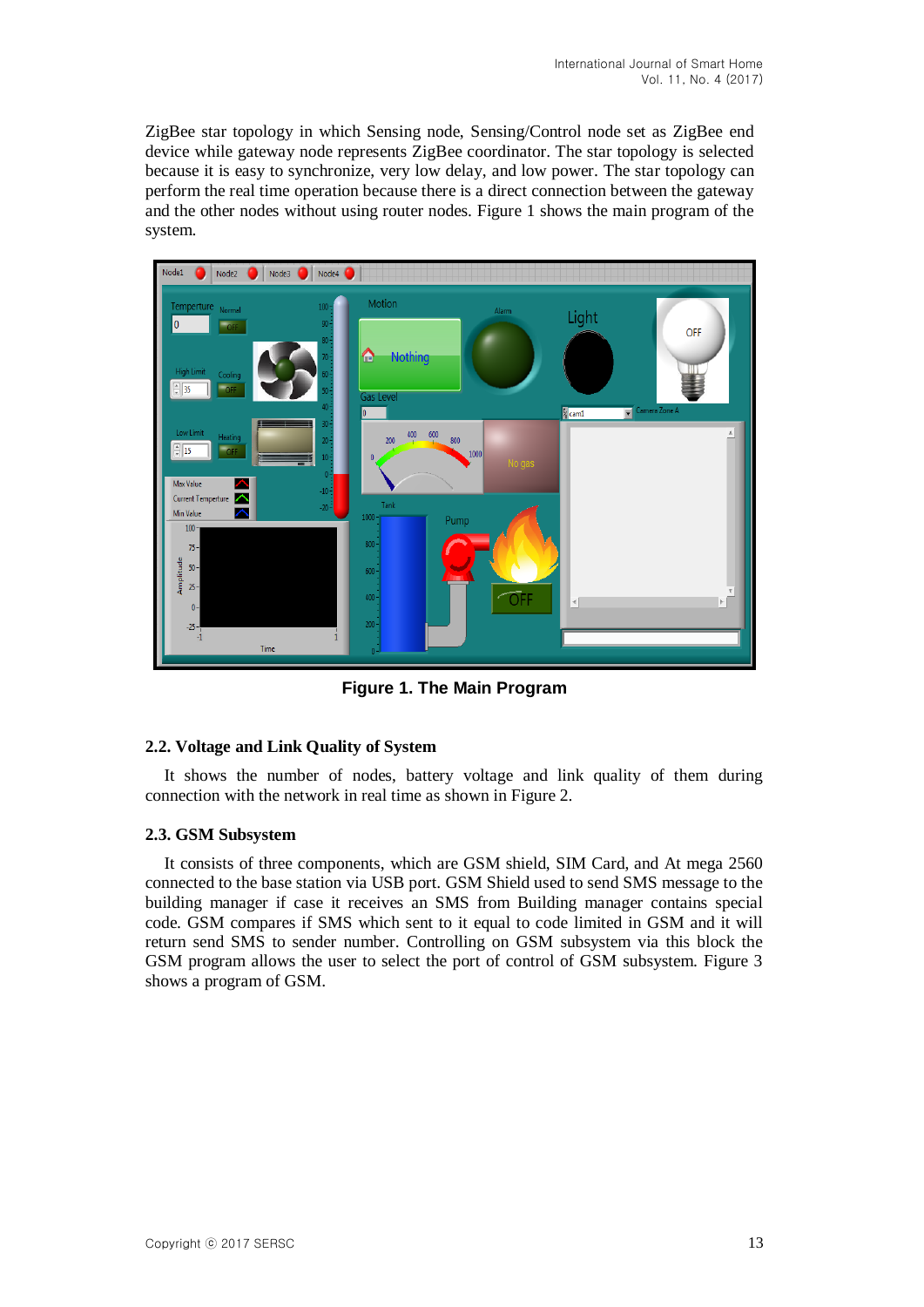ZigBee star topology in which Sensing node, Sensing/Control node set as ZigBee end device while gateway node represents ZigBee coordinator. The star topology is selected because it is easy to synchronize, very low delay, and low power. The star topology can perform the real time operation because there is a direct connection between the gateway and the other nodes without using router nodes. Figure 1 shows the main program of the system.

**Figure 1. The Main Program**

### 2.2. Voltage and Link Quality of System

It shows the number of nodes, battery voltage and link quality of them during connection with the network in real time as shown in Figure 2.

### 2.3. GSM Subsystem

It consists of three components, which are GSM shield, SIM Card, and At mega 2560 connected to the base station via USB port. GSM Shield used to send SMS message to the building manager if case it receives an SMS from Building manager contains special code. GSM compares if SMS which sent to it equal to code limited in GSM and it will return send SMS to sender number. Controlling on GSM subsystem via this block the GSM program allows the user to select the port of control of GSM subsystem. Figure 3 shows a program of GSM.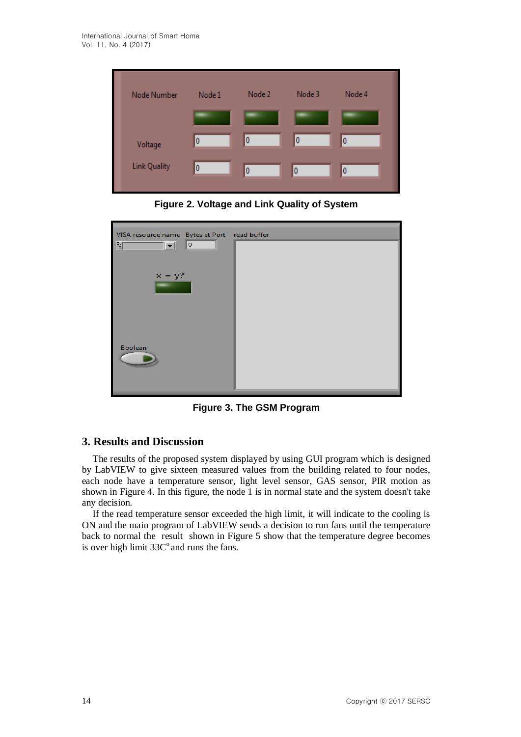Figure 2. Voltage and Link Quality of System

Figure 3. The GSM Program

## 3. Results and Discussion

The results of the proposed system displayed by using GUI program which is designed by LabVIEW to give sixteen measured values from the building related to four nodes, each node have a temperature sensor, light level sensor, GAS sensor, PIR motion as shown in Figure 4. In this figure, the node 1 is in normal state and the system doesn't take any decision.

If the read temperature sensor exceeded the high limit, it will indicate to the cooling is ON and the main program of LabVIEW sends a decision to run fans until the temperature back to normal the result shown in Figure 5 show that the temperature degree becomes is over high limit 33C$^{o}$ and runs the fans.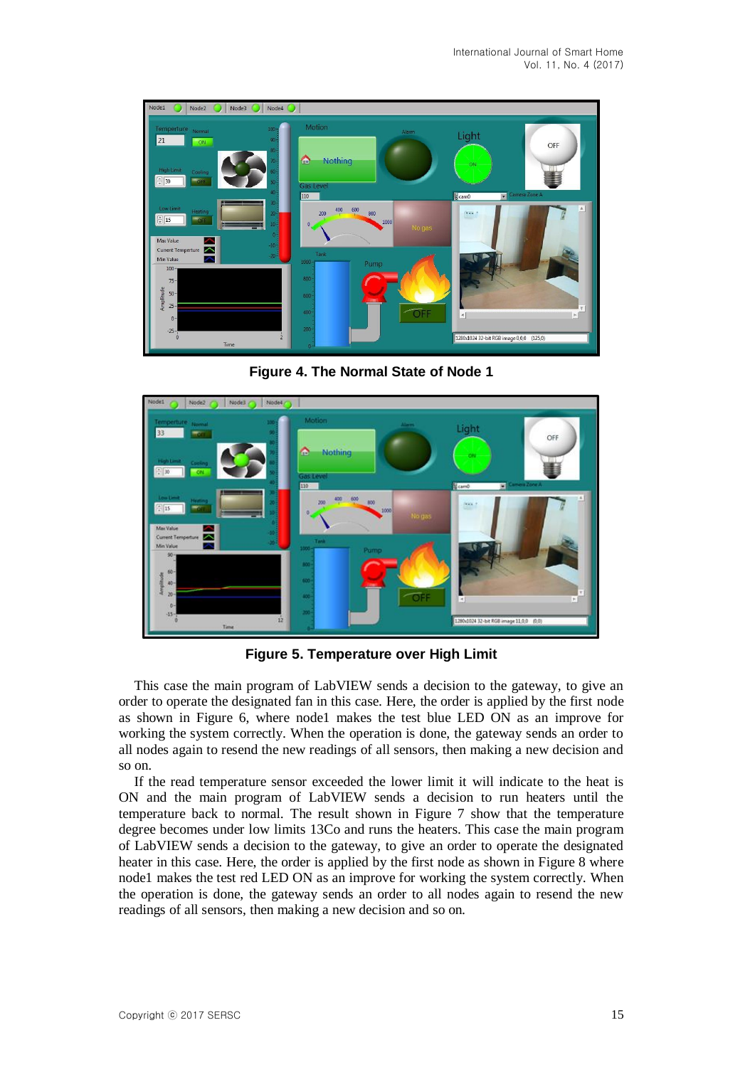**Figure 4. The Normal State of Node 1**

**Figure 5. Temperature over High Limit**

This case the main program of LabVIEW sends a decision to the gateway, to give an order to operate the designated fan in this case. Here, the order is applied by the first node as shown in Figure 6, where node1 makes the test blue LED ON as an improve for working the system correctly. When the operation is done, the gateway sends an order to all nodes again to resend the new readings of all sensors, then making a new decision and so on.

If the read temperature sensor exceeded the lower limit it will indicate to the heat is ON and the main program of LabVIEW sends a decision to run heaters until the temperature back to normal. The result shown in Figure 7 show that the temperature degree becomes under low limits 13Co and runs the heaters. This case the main program of LabVIEW sends a decision to the gateway, to give an order to operate the designated heater in this case. Here, the order is applied by the first node as shown in Figure 8 where node1 makes the test red LED ON as an improve for working the system correctly. When the operation is done, the gateway sends an order to all nodes again to resend the new readings of all sensors, then making a new decision and so on.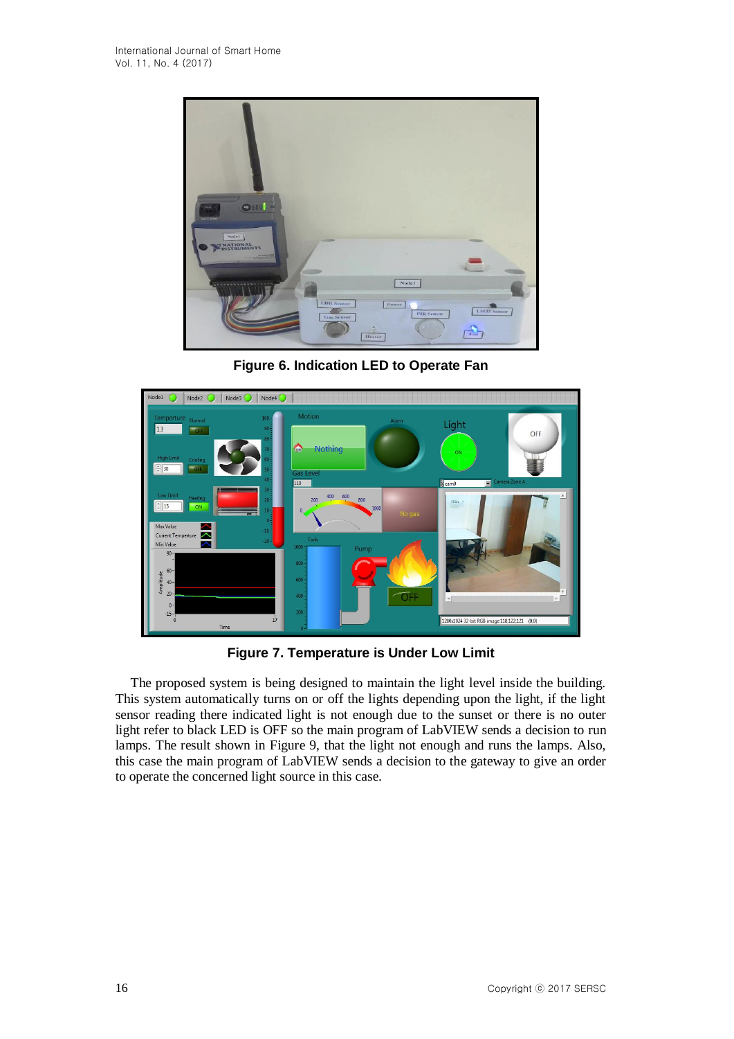**Figure 6. Indication LED to Operate Fan**

**Figure 7. Temperature is Under Low Limit**

The proposed system is being designed to maintain the light level inside the building. This system automatically turns on or off the lights depending upon the light, if the light sensor reading there indicated light is not enough due to the sunset or there is no outer light refer to black LED is OFF so the main program of LabVIEW sends a decision to run lamps. The result shown in Figure 9, that the light not enough and runs the lamps. Also, this case the main program of LabVIEW sends a decision to the gateway to give an order to operate the concerned light source in this case.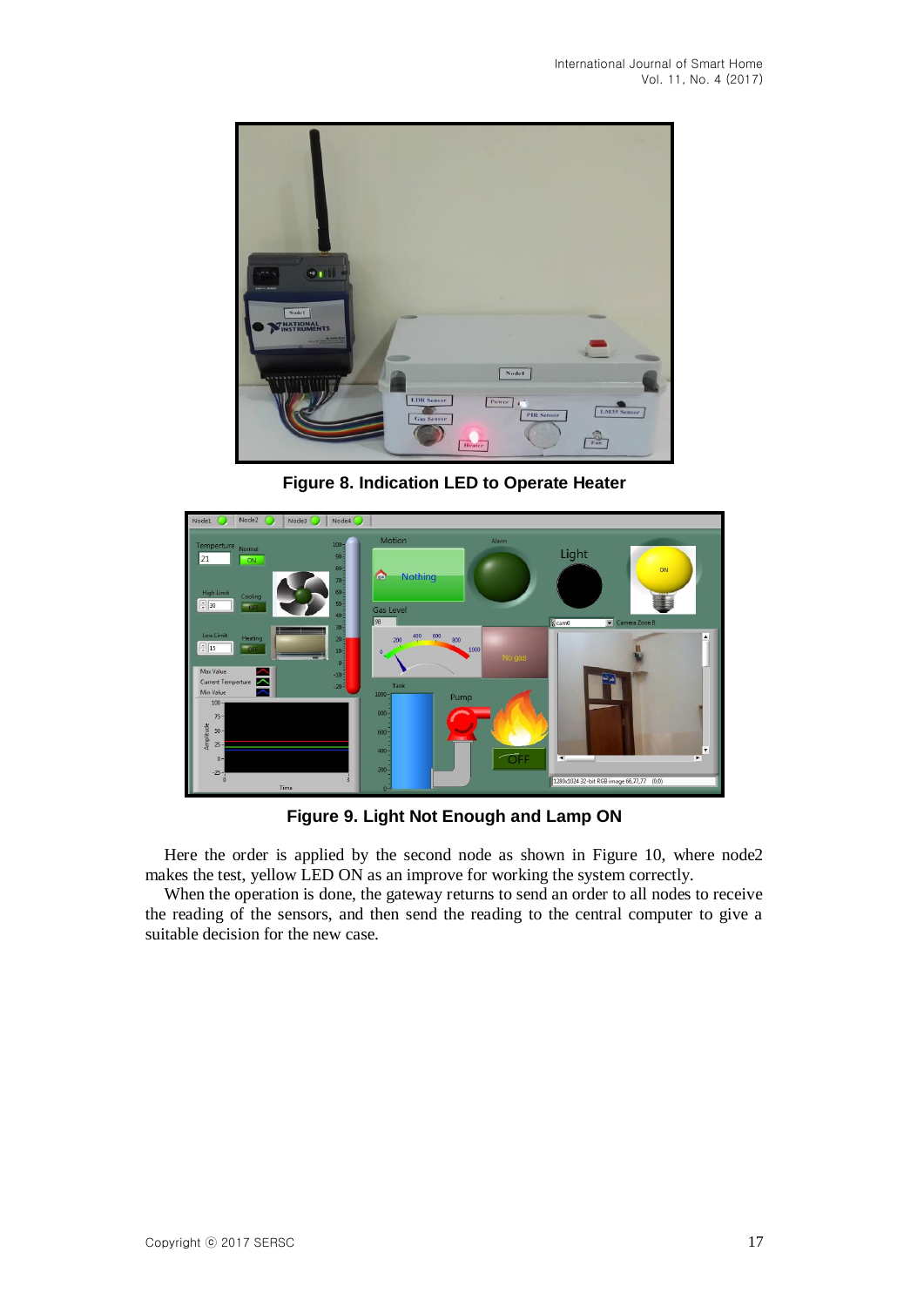**Figure 8. Indication LED to Operate Heater**

**Figure 9. Light Not Enough and Lamp ON**

Here the order is applied by the second node as shown in Figure 10, where node2 makes the test, yellow LED ON as an improve for working the system correctly.

When the operation is done, the gateway returns to send an order to all nodes to receive the reading of the sensors, and then send the reading to the central computer to give a suitable decision for the new case.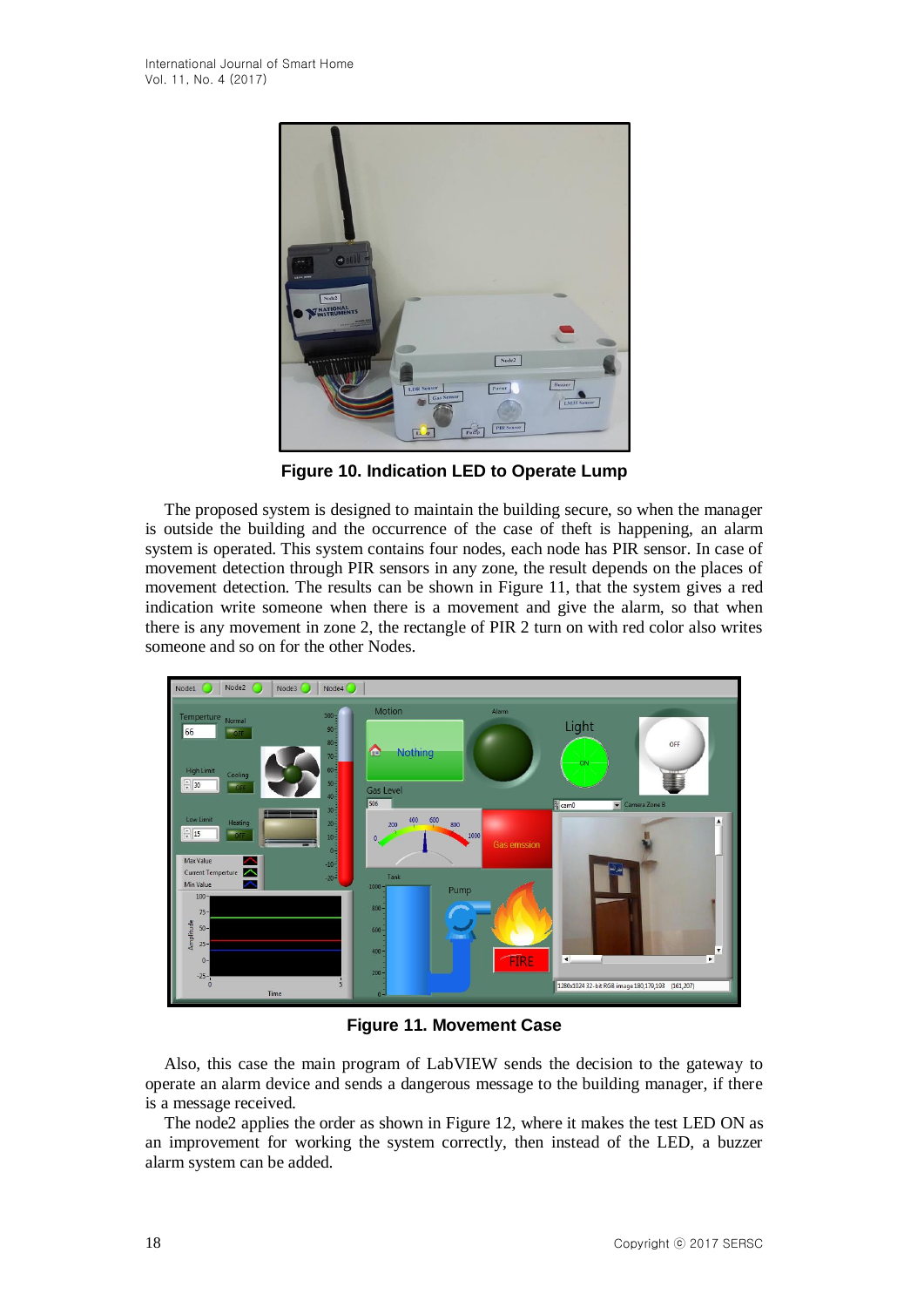Figure 10. Indication LED to Operate Lump

The proposed system is designed to maintain the building secure, so when the manager is outside the building and the occurrence of the case of theft is happening, an alarm system is operated. This system contains four nodes, each node has PIR sensor. In case of movement detection through PIR sensors in any zone, the result depends on the places of movement detection. The results can be shown in Figure 11, that the system gives a red indication write someone when there is a movement and give the alarm, so that when there is any movement in zone 2, the rectangle of PIR 2 turn on with red color also writes someone and so on for the other Nodes.

Figure 11. Movement Case

Also, this case the main program of LabVIEW sends the decision to the gateway to operate an alarm device and sends a dangerous message to the building manager, if there is a message received.

The node2 applies the order as shown in Figure 12, where it makes the test LED ON as an improvement for working the system correctly, then instead of the LED, a buzzer alarm system can be added.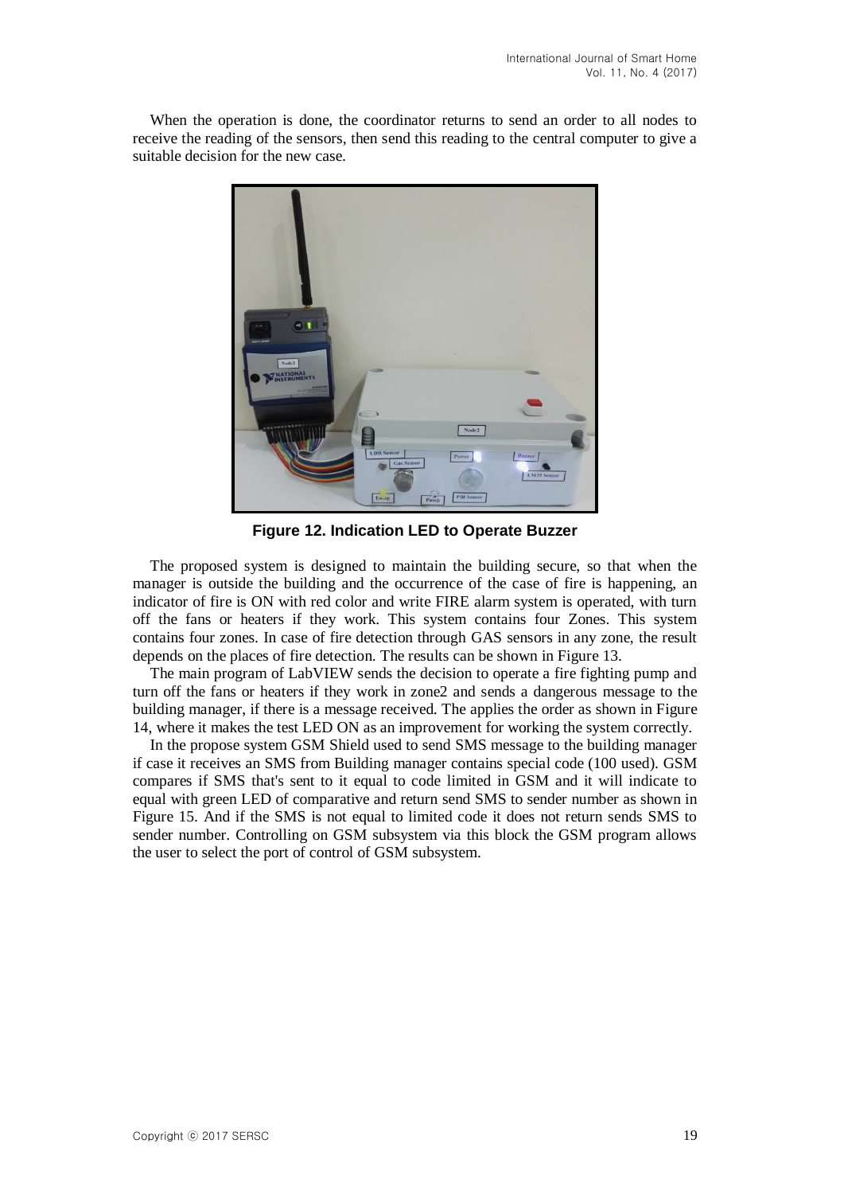When the operation is done, the coordinator returns to send an order to all nodes to receive the reading of the sensors, then send this reading to the central computer to give a suitable decision for the new case.

**Figure 12. Indication LED to Operate Buzzer**

The proposed system is designed to maintain the building secure, so that when the manager is outside the building and the occurrence of the case of fire is happening, an indicator of fire is ON with red color and write FIRE alarm system is operated, with turn off the fans or heaters if they work. This system contains four Zones. This system contains four zones. In case of fire detection through GAS sensors in any zone, the result depends on the places of fire detection. The results can be shown in Figure 13.

The main program of LabVIEW sends the decision to operate a fire fighting pump and turn off the fans or heaters if they work in zone2 and sends a dangerous message to the building manager, if there is a message received. The applies the order as shown in Figure 14, where it makes the test LED ON as an improvement for working the system correctly.

In the propose system GSM Shield used to send SMS message to the building manager if case it receives an SMS from Building manager contains special code (100 used). GSM compares if SMS that's sent to it equal to code limited in GSM and it will indicate to equal with green LED of comparative and return send SMS to sender number as shown in Figure 15. And if the SMS is not equal to limited code it does not return sends SMS to sender number. Controlling on GSM subsystem via this block the GSM program allows the user to select the port of control of GSM subsystem.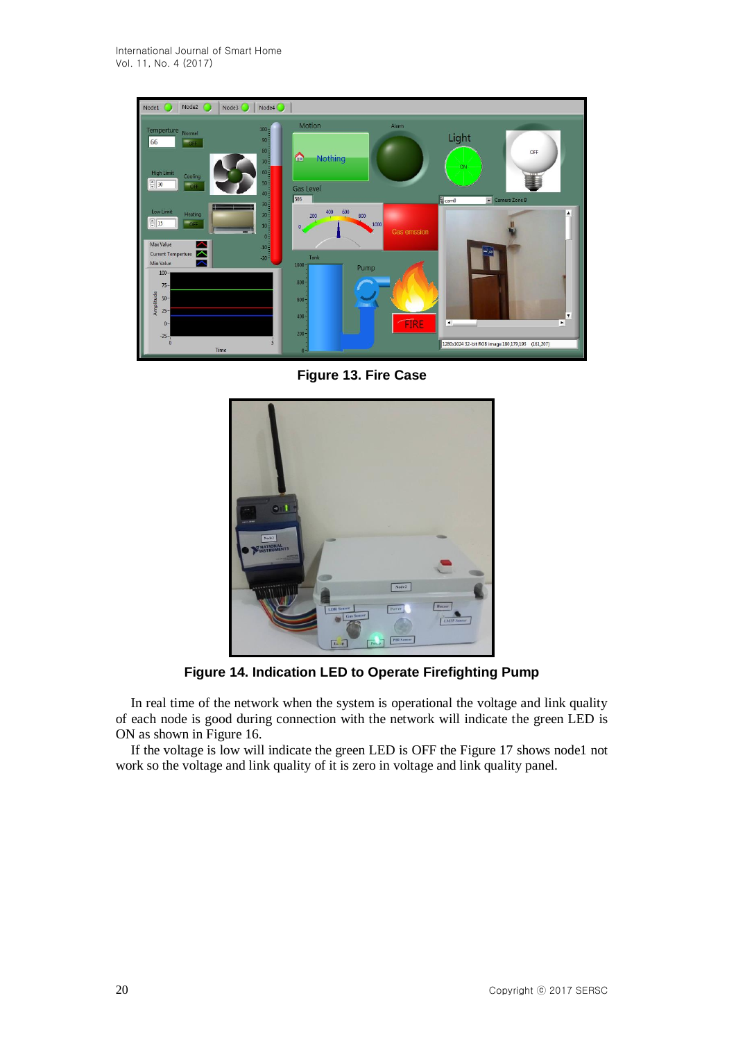**Figure 13. Fire Case**

**Figure 14. Indication LED to Operate Firefighting Pump**

In real time of the network when the system is operational the voltage and link quality of each node is good during connection with the network will indicate the green LED is ON as shown in Figure 16.

If the voltage is low will indicate the green LED is OFF the Figure 17 shows node1 not work so the voltage and link quality of it is zero in voltage and link quality panel.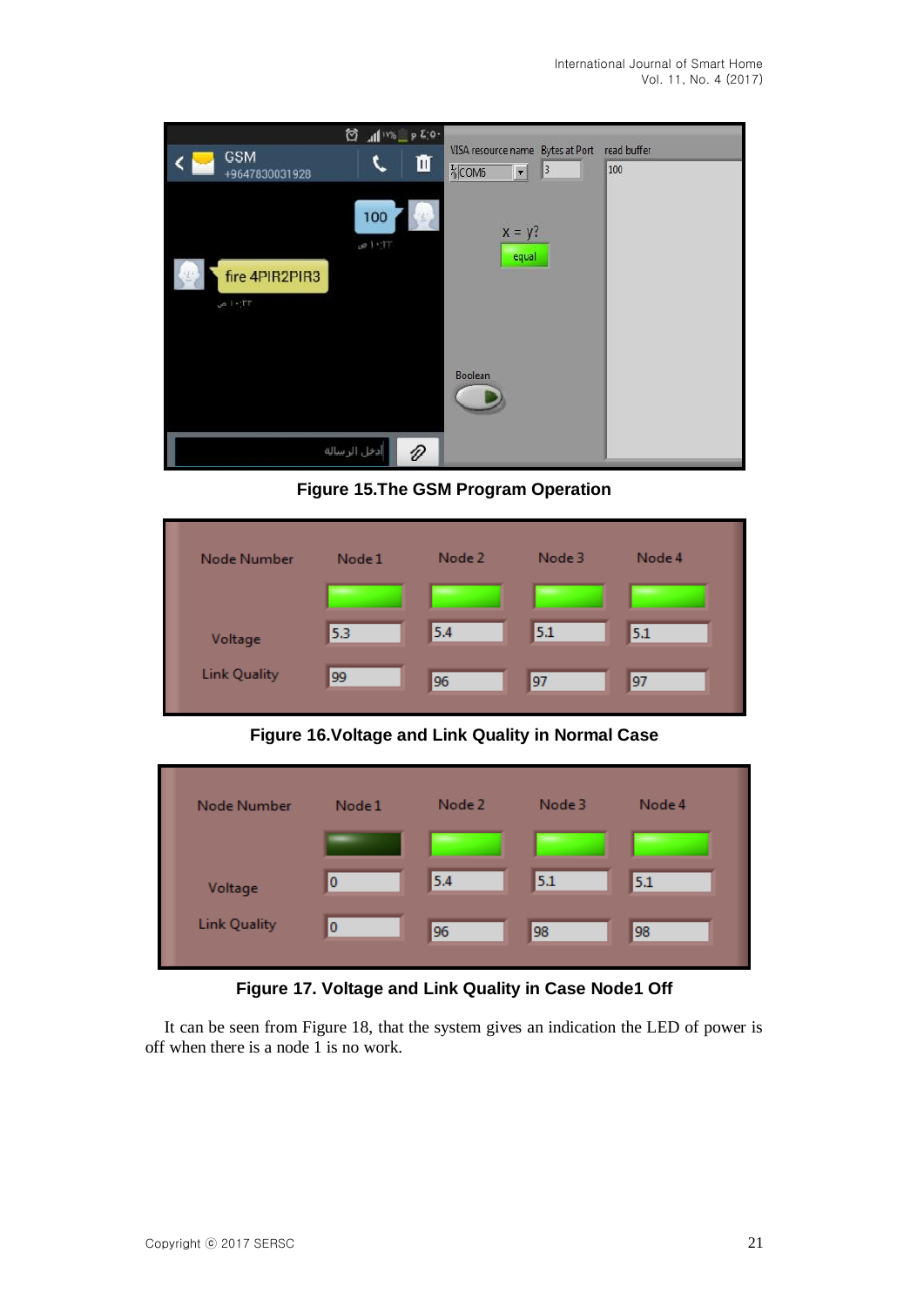Figure 15.The GSM Program Operation

Figure 16.Voltage and Link Quality in Normal Case

Figure 17. Voltage and Link Quality in Case Node1 Off

It can be seen from Figure 18, that the system gives an indication the LED of power is off when there is a node 1 is no work.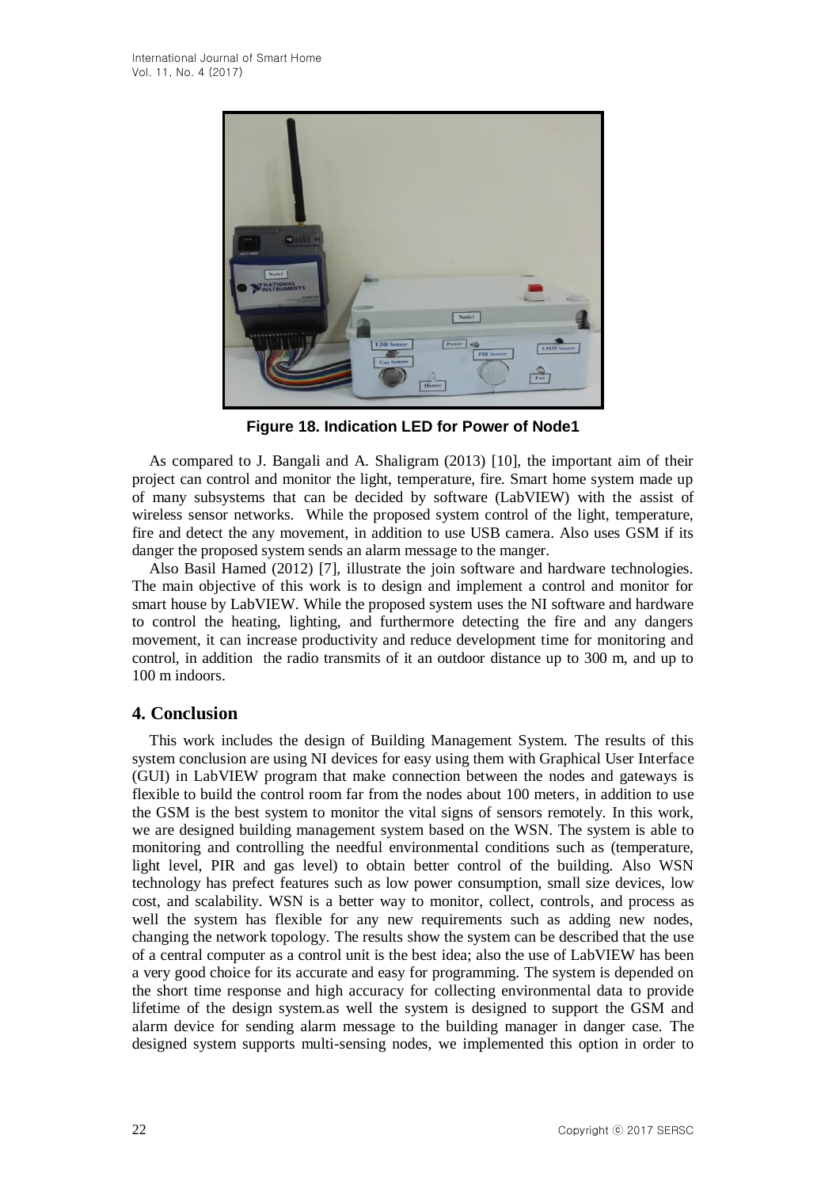**Figure 18. Indication LED for Power of Node1**

As compared to J. Bangali and A. Shaligram (2013) [10], the important aim of their project can control and monitor the light, temperature, fire. Smart home system made up of many subsystems that can be decided by software (LabVIEW) with the assist of wireless sensor networks. While the proposed system control of the light, temperature, fire and detect the any movement, in addition to use USB camera. Also uses GSM if its danger the proposed system sends an alarm message to the manger.

Also Basil Hamed (2012) [7], illustrate the join software and hardware technologies. The main objective of this work is to design and implement a control and monitor for smart house by LabVIEW. While the proposed system uses the NI software and hardware to control the heating, lighting, and furthermore detecting the fire and any dangers movement, it can increase productivity and reduce development time for monitoring and control, in addition the radio transmits of it an outdoor distance up to 300 m, and up to 100 m indoors.

## 4. Conclusion

This work includes the design of Building Management System. The results of this system conclusion are using NI devices for easy using them with Graphical User Interface (GUI) in LabVIEW program that make connection between the nodes and gateways is flexible to build the control room far from the nodes about 100 meters, in addition to use the GSM is the best system to monitor the vital signs of sensors remotely. In this work, we are designed building management system based on the WSN. The system is able to monitoring and controlling the needful environmental conditions such as (temperature, light level, PIR and gas level) to obtain better control of the building. Also WSN technology has prefect features such as low power consumption, small size devices, low cost, and scalability. WSN is a better way to monitor, collect, controls, and process as well the system has flexible for any new requirements such as adding new nodes, changing the network topology. The results show the system can be described that the use of a central computer as a control unit is the best idea; also the use of LabVIEW has been a very good choice for its accurate and easy for programming. The system is depended on the short time response and high accuracy for collecting environmental data to provide lifetime of the design system.as well the system is designed to support the GSM and alarm device for sending alarm message to the building manager in danger case. The designed system supports multi-sensing nodes, we implemented this option in order to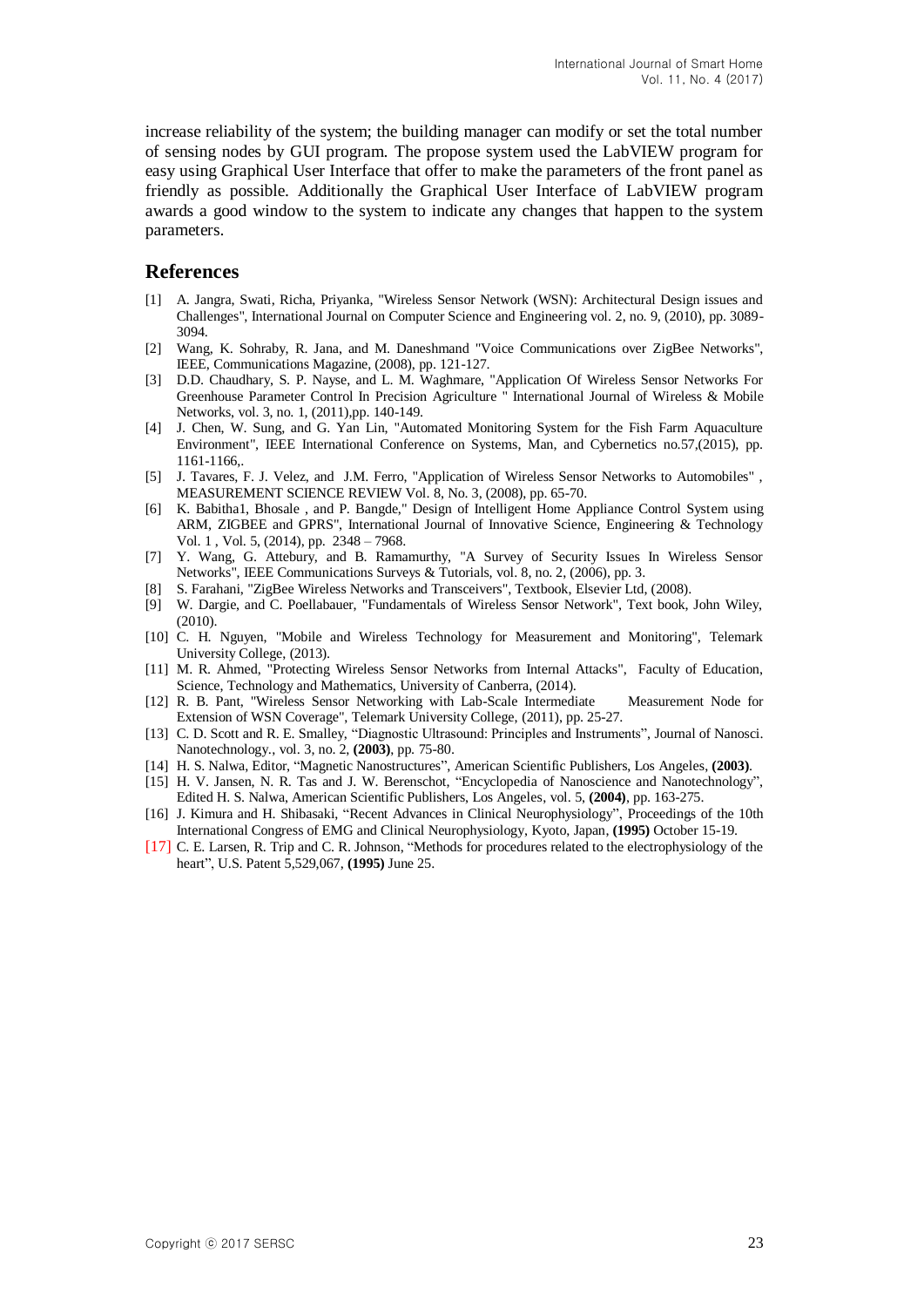increase reliability of the system; the building manager can modify or set the total number of sensing nodes by GUI program. The propose system used the LabVIEW program for easy using Graphical User Interface that offer to make the parameters of the front panel as friendly as possible. Additionally the Graphical User Interface of LabVIEW program awards a good window to the system to indicate any changes that happen to the system parameters.

## References

[1] A. Jangra, Swati, Richa, Priyanka, "Wireless Sensor Network (WSN): Architectural Design issues and Challenges", International Journal on Computer Science and Engineering vol. 2, no. 9, (2010), pp. 3089-3094.

[2] Wang, K. Sohraby, R. Jana, and M. Daneshmand "Voice Communications over ZigBee Networks", IEEE, Communications Magazine, (2008), pp. 121-127.

[3] D.D. Chaudhary, S. P. Nayse, and L. M. Waghmare, "Application Of Wireless Sensor Networks For Greenhouse Parameter Control In Precision Agriculture " International Journal of Wireless & Mobile Networks, vol. 3, no. 1, (2011),pp. 140-149.

[4] J. Chen, W. Sung, and G. Yan Lin, "Automated Monitoring System for the Fish Farm Aquaculture Environment", IEEE International Conference on Systems, Man, and Cybernetics no.57,(2015), pp. 1161-1166,.

[5] J. Tavares, F. J. Velez, and J.M. Ferro, "Application of Wireless Sensor Networks to Automobiles" , MEASUREMENT SCIENCE REVIEW Vol. 8, No. 3, (2008), pp. 65-70.

[6] K. Babitha1, Bhosale , and P. Bangde," Design of Intelligent Home Appliance Control System using ARM, ZIGBEE and GPRS", International Journal of Innovative Science, Engineering & Technology Vol. 1 , Vol. 5, (2014), pp. 2348 – 7968.

[7] Y. Wang, G. Attebury, and B. Ramamurthy, "A Survey of Security Issues In Wireless Sensor Networks", IEEE Communications Surveys & Tutorials, vol. 8, no. 2, (2006), pp. 3.

[8] S. Farahani, "ZigBee Wireless Networks and Transceivers", Textbook, Elsevier Ltd, (2008).

[9] W. Dargie, and C. Poellabauer, "Fundamentals of Wireless Sensor Network", Text book, John Wiley, (2010).

[10] C. H. Nguyen, "Mobile and Wireless Technology for Measurement and Monitoring", Telemark University College, (2013).

[11] M. R. Ahmed, "Protecting Wireless Sensor Networks from Internal Attacks", Faculty of Education, Science, Technology and Mathematics, University of Canberra, (2014).

[12] R. B. Pant, "Wireless Sensor Networking with Lab-Scale Intermediate Measurement Node for Extension of WSN Coverage", Telemark University College, (2011), pp. 25-27.

[13] C. D. Scott and R. E. Smalley, "Diagnostic Ultrasound: Principles and Instruments", Journal of Nanosci. Nanotechnology., vol. 3, no. 2, **(2003)**, pp. 75-80.

[14] H. S. Nalwa, Editor, "Magnetic Nanostructures", American Scientific Publishers, Los Angeles, **(2003)**.

[15] H. V. Jansen, N. R. Tas and J. W. Berenschot, "Encyclopedia of Nanoscience and Nanotechnology", Edited H. S. Nalwa, American Scientific Publishers, Los Angeles, vol. 5, **(2004)**, pp. 163-275.

[16] J. Kimura and H. Shibasaki, "Recent Advances in Clinical Neurophysiology", Proceedings of the 10th International Congress of EMG and Clinical Neurophysiology, Kyoto, Japan, **(1995)** October 15-19.

[17] C. E. Larsen, R. Trip and C. R. Johnson, "Methods for procedures related to the electrophysiology of the heart", U.S. Patent 5,529,067, **(1995)** June 25.